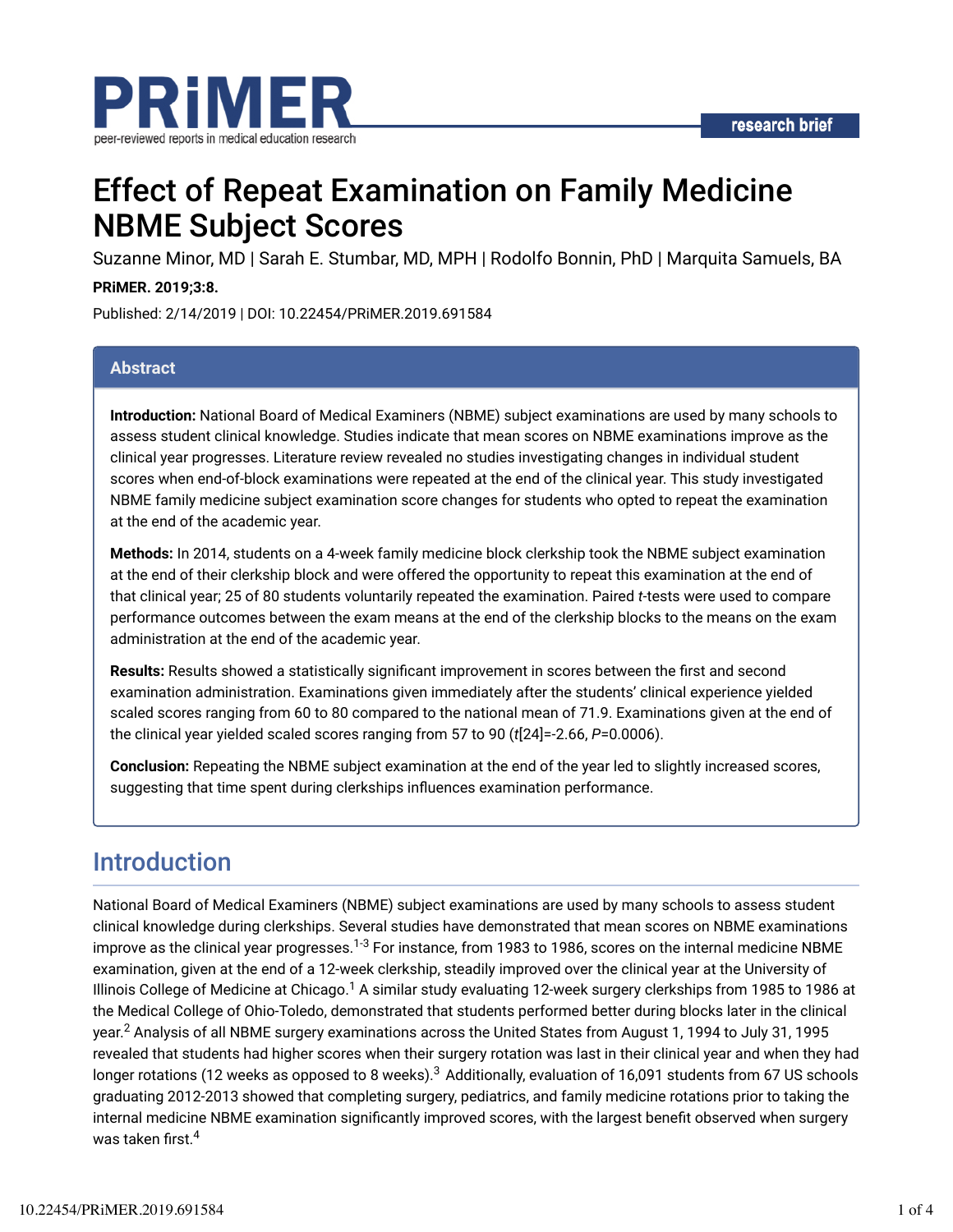PRiMER

peer-reviewed reports in medical education research

research brief

# Effect of Repeat Examination on Family Medicine NBME Subject Scores

Suzanne Minor, MD | Sarah E. Stumbar, MD, MPH | Rodolfo Bonnin, PhD | Marquita Samuels, BA

**PRiMER. 2019;3:8.**

Published: 2/14/2019 | DOI: 10.22454/PRiMER.2019.691584

## Abstract

**Introduction:** National Board of Medical Examiners (NBME) subject examinations are used by many schools to assess student clinical knowledge. Studies indicate that mean scores on NBME examinations improve as the clinical year progresses. Literature review revealed no studies investigating changes in individual student scores when end-of-block examinations were repeated at the end of the clinical year. This study investigated NBME family medicine subject examination score changes for students who opted to repeat the examination at the end of the academic year.

**Methods:** In 2014, students on a 4-week family medicine block clerkship took the NBME subject examination at the end of their clerkship block and were offered the opportunity to repeat this examination at the end of that clinical year; 25 of 80 students voluntarily repeated the examination. Paired *t*-tests were used to compare performance outcomes between the exam means at the end of the clerkship blocks to the means on the exam administration at the end of the academic year.

**Results:** Results showed a statistically significant improvement in scores between the first and second examination administration. Examinations given immediately after the students' clinical experience yielded scaled scores ranging from 60 to 80 compared to the national mean of 71.9. Examinations given at the end of the clinical year yielded scaled scores ranging from 57 to 90 ($t[24]=-2.66$, $P=0.0006$).

**Conclusion:** Repeating the NBME subject examination at the end of the year led to slightly increased scores, suggesting that time spent during clerkships influences examination performance.

## Introduction

National Board of Medical Examiners (NBME) subject examinations are used by many schools to assess student clinical knowledge during clerkships. Several studies have demonstrated that mean scores on NBME examinations improve as the clinical year progresses.[1-3] For instance, from 1983 to 1986, scores on the internal medicine NBME examination, given at the end of a 12-week clerkship, steadily improved over the clinical year at the University of Illinois College of Medicine at Chicago.[1] A similar study evaluating 12-week surgery clerkships from 1985 to 1986 at the Medical College of Ohio-Toledo, demonstrated that students performed better during blocks later in the clinical year.[2] Analysis of all NBME surgery examinations across the United States from August 1, 1994 to July 31, 1995 revealed that students had higher scores when their surgery rotation was last in their clinical year and when they had longer rotations (12 weeks as opposed to 8 weeks).[3] Additionally, evaluation of 16,091 students from 67 US schools graduating 2012-2013 showed that completing surgery, pediatrics, and family medicine rotations prior to taking the internal medicine NBME examination significantly improved scores, with the largest benefit observed when surgery was taken first.[4]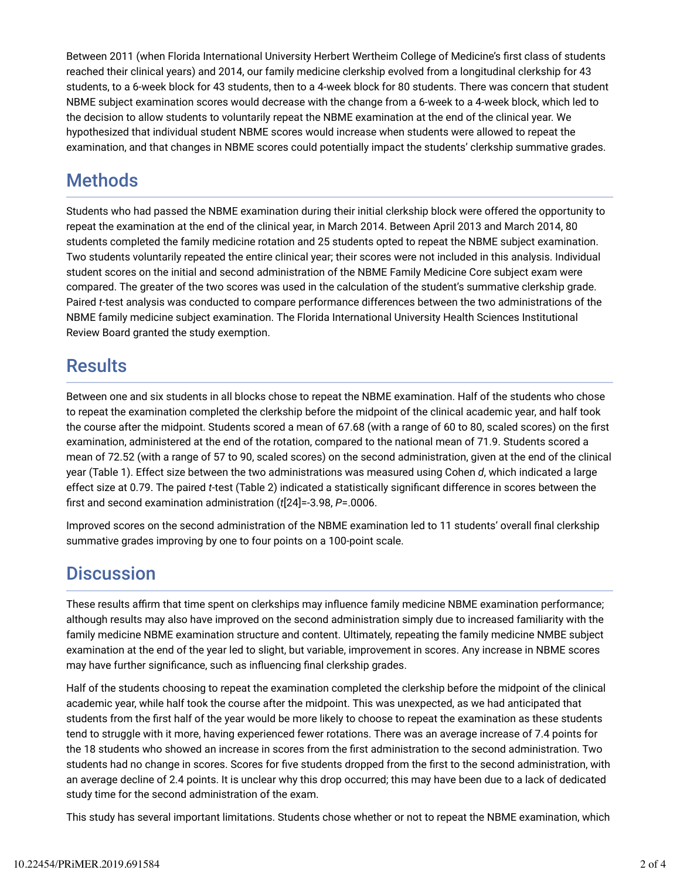Between 2011 (when Florida International University Herbert Wertheim College of Medicine's first class of students reached their clinical years) and 2014, our family medicine clerkship evolved from a longitudinal clerkship for 43 students, to a 6-week block for 43 students, then to a 4-week block for 80 students. There was concern that student NBME subject examination scores would decrease with the change from a 6-week to a 4-week block, which led to the decision to allow students to voluntarily repeat the NBME examination at the end of the clinical year. We hypothesized that individual student NBME scores would increase when students were allowed to repeat the examination, and that changes in NBME scores could potentially impact the students' clerkship summative grades.

## Methods

Students who had passed the NBME examination during their initial clerkship block were offered the opportunity to repeat the examination at the end of the clinical year, in March 2014. Between April 2013 and March 2014, 80 students completed the family medicine rotation and 25 students opted to repeat the NBME subject examination. Two students voluntarily repeated the entire clinical year; their scores were not included in this analysis. Individual student scores on the initial and second administration of the NBME Family Medicine Core subject exam were compared. The greater of the two scores was used in the calculation of the student's summative clerkship grade. Paired *t*-test analysis was conducted to compare performance differences between the two administrations of the NBME family medicine subject examination. The Florida International University Health Sciences Institutional Review Board granted the study exemption.

## Results

Between one and six students in all blocks chose to repeat the NBME examination. Half of the students who chose to repeat the examination completed the clerkship before the midpoint of the clinical academic year, and half took the course after the midpoint. Students scored a mean of 67.68 (with a range of 60 to 80, scaled scores) on the first examination, administered at the end of the rotation, compared to the national mean of 71.9. Students scored a mean of 72.52 (with a range of 57 to 90, scaled scores) on the second administration, given at the end of the clinical year (Table 1). Effect size between the two administrations was measured using Cohen *d*, which indicated a large effect size at 0.79. The paired *t*-test (Table 2) indicated a statistically significant difference in scores between the first and second examination administration ($t[24]=-3.98$, $P=.0006$.

Improved scores on the second administration of the NBME examination led to 11 students' overall final clerkship summative grades improving by one to four points on a 100-point scale.

## Discussion

These results affirm that time spent on clerkships may influence family medicine NBME examination performance; although results may also have improved on the second administration simply due to increased familiarity with the family medicine NBME examination structure and content. Ultimately, repeating the family medicine NMBE subject examination at the end of the year led to slight, but variable, improvement in scores. Any increase in NBME scores may have further significance, such as influencing final clerkship grades.

Half of the students choosing to repeat the examination completed the clerkship before the midpoint of the clinical academic year, while half took the course after the midpoint. This was unexpected, as we had anticipated that students from the first half of the year would be more likely to choose to repeat the examination as these students tend to struggle with it more, having experienced fewer rotations. There was an average increase of 7.4 points for the 18 students who showed an increase in scores from the first administration to the second administration. Two students had no change in scores. Scores for five students dropped from the first to the second administration, with an average decline of 2.4 points. It is unclear why this drop occurred; this may have been due to a lack of dedicated study time for the second administration of the exam.

This study has several important limitations. Students chose whether or not to repeat the NBME examination, which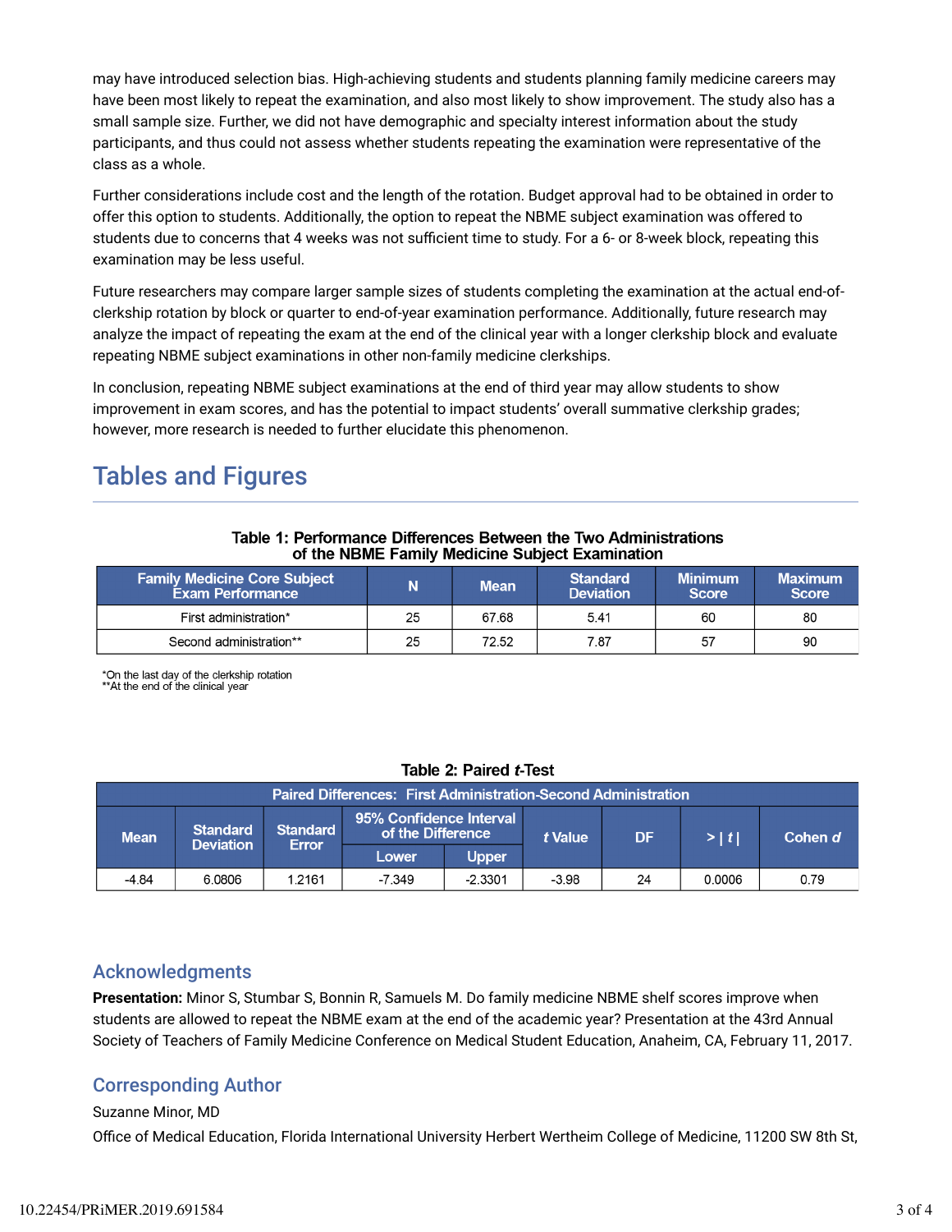may have introduced selection bias. High-achieving students and students planning family medicine careers may have been most likely to repeat the examination, and also most likely to show improvement. The study also has a small sample size. Further, we did not have demographic and specialty interest information about the study participants, and thus could not assess whether students repeating the examination were representative of the class as a whole.

Further considerations include cost and the length of the rotation. Budget approval had to be obtained in order to offer this option to students. Additionally, the option to repeat the NBME subject examination was offered to students due to concerns that 4 weeks was not sufficient time to study. For a 6- or 8-week block, repeating this examination may be less useful.

Future researchers may compare larger sample sizes of students completing the examination at the actual end-of-clerkship rotation by block or quarter to end-of-year examination performance. Additionally, future research may analyze the impact of repeating the exam at the end of the clinical year with a longer clerkship block and evaluate repeating NBME subject examinations in other non-family medicine clerkships.

In conclusion, repeating NBME subject examinations at the end of third year may allow students to show improvement in exam scores, and has the potential to impact students' overall summative clerkship grades; however, more research is needed to further elucidate this phenomenon.

## Tables and Figures

**Table 1: Performance Differences Between the Two Administrations of the NBME Family Medicine Subject Examination**

| Family Medicine Core Subject Exam Performance | N | Mean | Standard Deviation | Minimum Score | Maximum Score |
|---|---|---|---|---|---|
| First administration* | 25 | 67.68 | 5.41 | 60 | 80 |
| Second administration** | 25 | 72.52 | 7.87 | 57 | 90 |

*On the last day of the clerkship rotation
**At the end of the clinical year

**Table 2: Paired *t*-Test**

| Paired Differences: First Administration-Second Administration | | | | | | | | |
|---|---|---|---|---|---|---|---|---|
| Mean | Standard Deviation | Standard Error | 95% Confidence Interval of the Difference | | *t* Value | DF | > \| *t* \| | Cohen *d* |
| | | | Lower | Upper | | | | |
| -4.84 | 6.0806 | 1.2161 | -7.349 | -2.3301 | -3.98 | 24 | 0.0006 | 0.79 |

### Acknowledgments

**Presentation:** Minor S, Stumbar S, Bonnin R, Samuels M. Do family medicine NBME shelf scores improve when students are allowed to repeat the NBME exam at the end of the academic year? Presentation at the 43rd Annual Society of Teachers of Family Medicine Conference on Medical Student Education, Anaheim, CA, February 11, 2017.

### Corresponding Author

Suzanne Minor, MD

Office of Medical Education, Florida International University Herbert Wertheim College of Medicine, 11200 SW 8th St,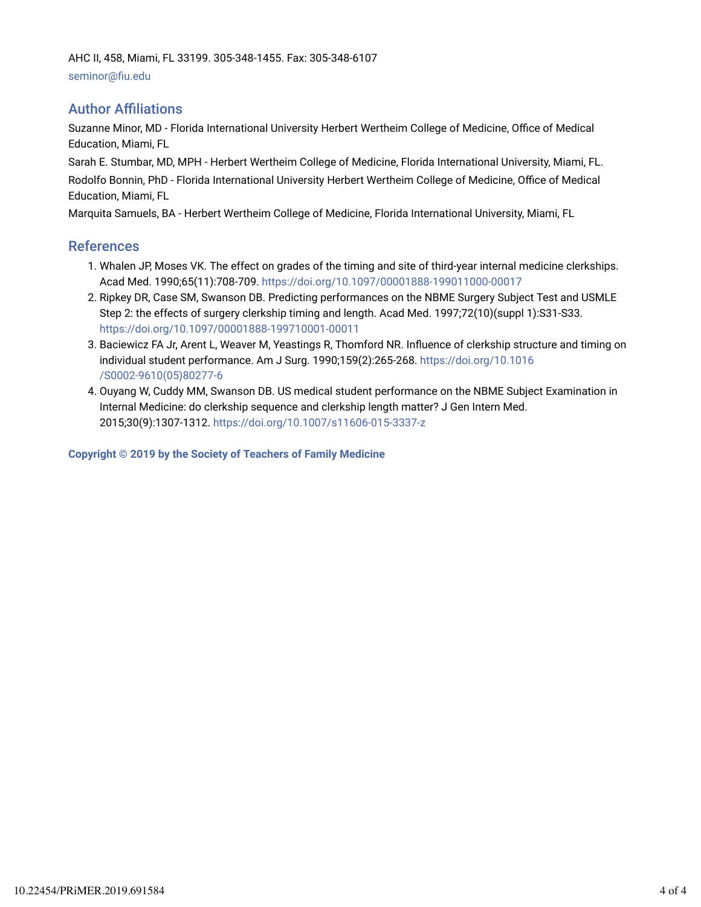AHC II, 458, Miami, FL 33199. 305-348-1455. Fax: 305-348-6107

seminor@fiu.edu

## Author Affiliations

Suzanne Minor, MD - Florida International University Herbert Wertheim College of Medicine, Office of Medical Education, Miami, FL

Sarah E. Stumbar, MD, MPH - Herbert Wertheim College of Medicine, Florida International University, Miami, FL.

Rodolfo Bonnin, PhD - Florida International University Herbert Wertheim College of Medicine, Office of Medical Education, Miami, FL

Marquita Samuels, BA - Herbert Wertheim College of Medicine, Florida International University, Miami, FL

## References

1. Whalen JP, Moses VK. The effect on grades of the timing and site of third-year internal medicine clerkships. Acad Med. 1990;65(11):708-709. https://doi.org/10.1097/00001888-199011000-00017
2. Ripkey DR, Case SM, Swanson DB. Predicting performances on the NBME Surgery Subject Test and USMLE Step 2: the effects of surgery clerkship timing and length. Acad Med. 1997;72(10)(suppl 1):S31-S33. https://doi.org/10.1097/00001888-199710001-00011
3. Baciewicz FA Jr, Arent L, Weaver M, Yeastings R, Thomford NR. Influence of clerkship structure and timing on individual student performance. Am J Surg. 1990;159(2):265-268. https://doi.org/10.1016/S0002-9610(05)80277-6
4. Ouyang W, Cuddy MM, Swanson DB. US medical student performance on the NBME Subject Examination in Internal Medicine: do clerkship sequence and clerkship length matter? J Gen Intern Med. 2015;30(9):1307-1312. https://doi.org/10.1007/s11606-015-3337-z

**Copyright © 2019 by the Society of Teachers of Family Medicine**